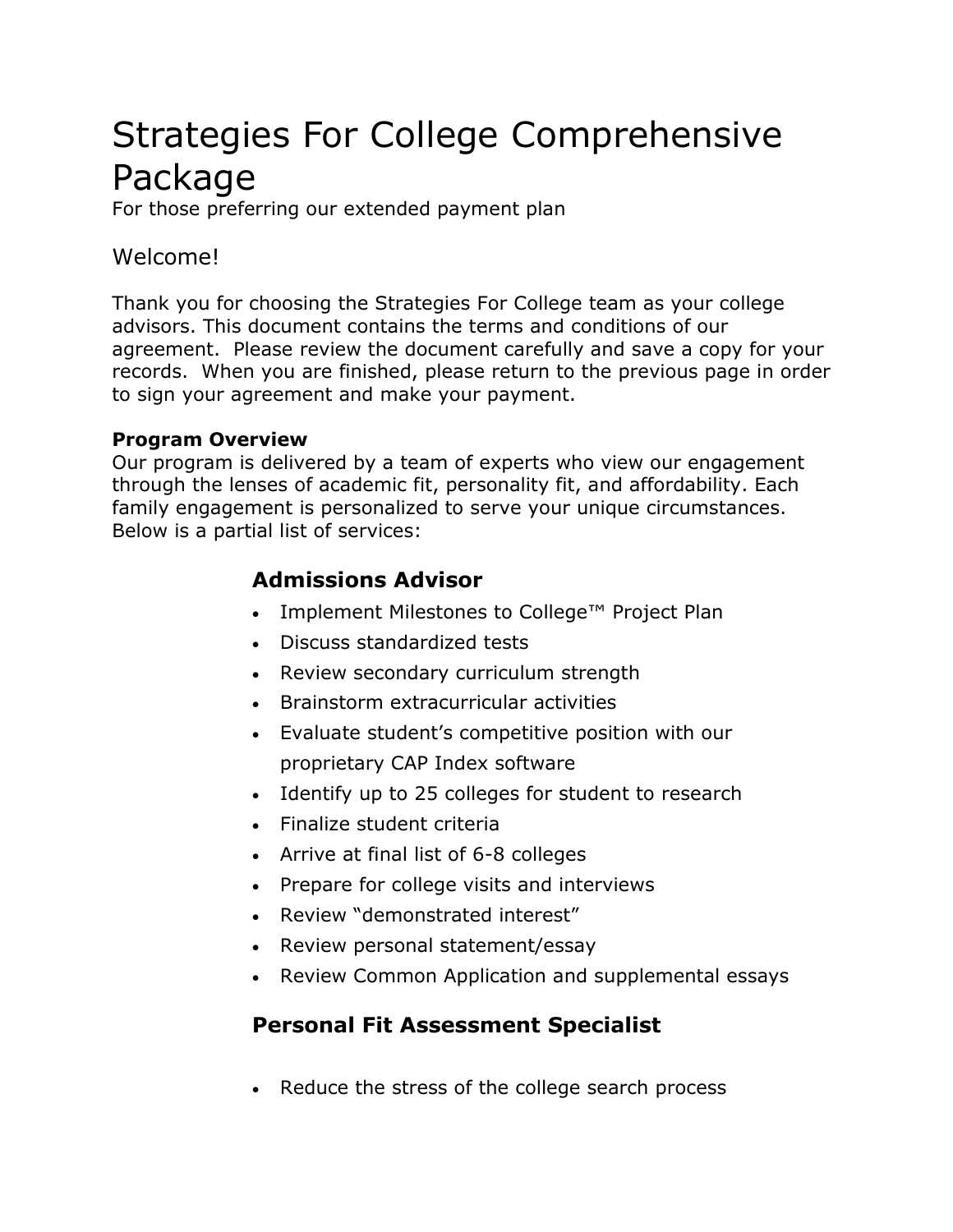# Strategies For College Comprehensive Package

For those preferring our extended payment plan

## Welcome!

Thank you for choosing the Strategies For College team as your college advisors. This document contains the terms and conditions of our agreement. Please review the document carefully and save a copy for your records. When you are finished, please return to the previous page in order to sign your agreement and make your payment.

**Program Overview**
Our program is delivered by a team of experts who view our engagement through the lenses of academic fit, personality fit, and affordability. Each family engagement is personalized to serve your unique circumstances. Below is a partial list of services:

### Admissions Advisor

- Implement Milestones to College™ Project Plan
- Discuss standardized tests
- Review secondary curriculum strength
- Brainstorm extracurricular activities
- Evaluate student's competitive position with our proprietary CAP Index software
- Identify up to 25 colleges for student to research
- Finalize student criteria
- Arrive at final list of 6-8 colleges
- Prepare for college visits and interviews
- Review "demonstrated interest"
- Review personal statement/essay
- Review Common Application and supplemental essays

### Personal Fit Assessment Specialist

- Reduce the stress of the college search process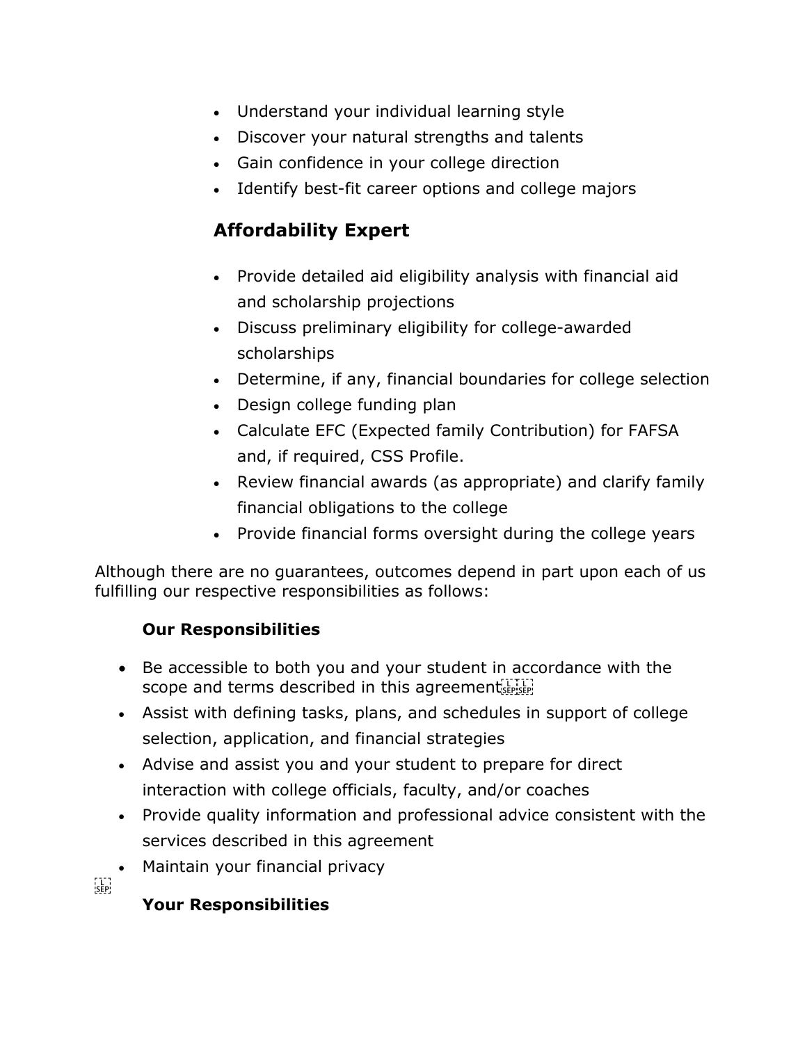- Understand your individual learning style
- Discover your natural strengths and talents
- Gain confidence in your college direction
- Identify best-fit career options and college majors

## Affordability Expert

- Provide detailed aid eligibility analysis with financial aid and scholarship projections
- Discuss preliminary eligibility for college-awarded scholarships
- Determine, if any, financial boundaries for college selection
- Design college funding plan
- Calculate EFC (Expected family Contribution) for FAFSA and, if required, CSS Profile.
- Review financial awards (as appropriate) and clarify family financial obligations to the college
- Provide financial forms oversight during the college years

Although there are no guarantees, outcomes depend in part upon each of us fulfilling our respective responsibilities as follows:

**Our Responsibilities**

- Be accessible to both you and your student in accordance with the scope and terms described in this agreement
- Assist with defining tasks, plans, and schedules in support of college selection, application, and financial strategies
- Advise and assist you and your student to prepare for direct interaction with college officials, faculty, and/or coaches
- Provide quality information and professional advice consistent with the services described in this agreement
- Maintain your financial privacy

**Your Responsibilities**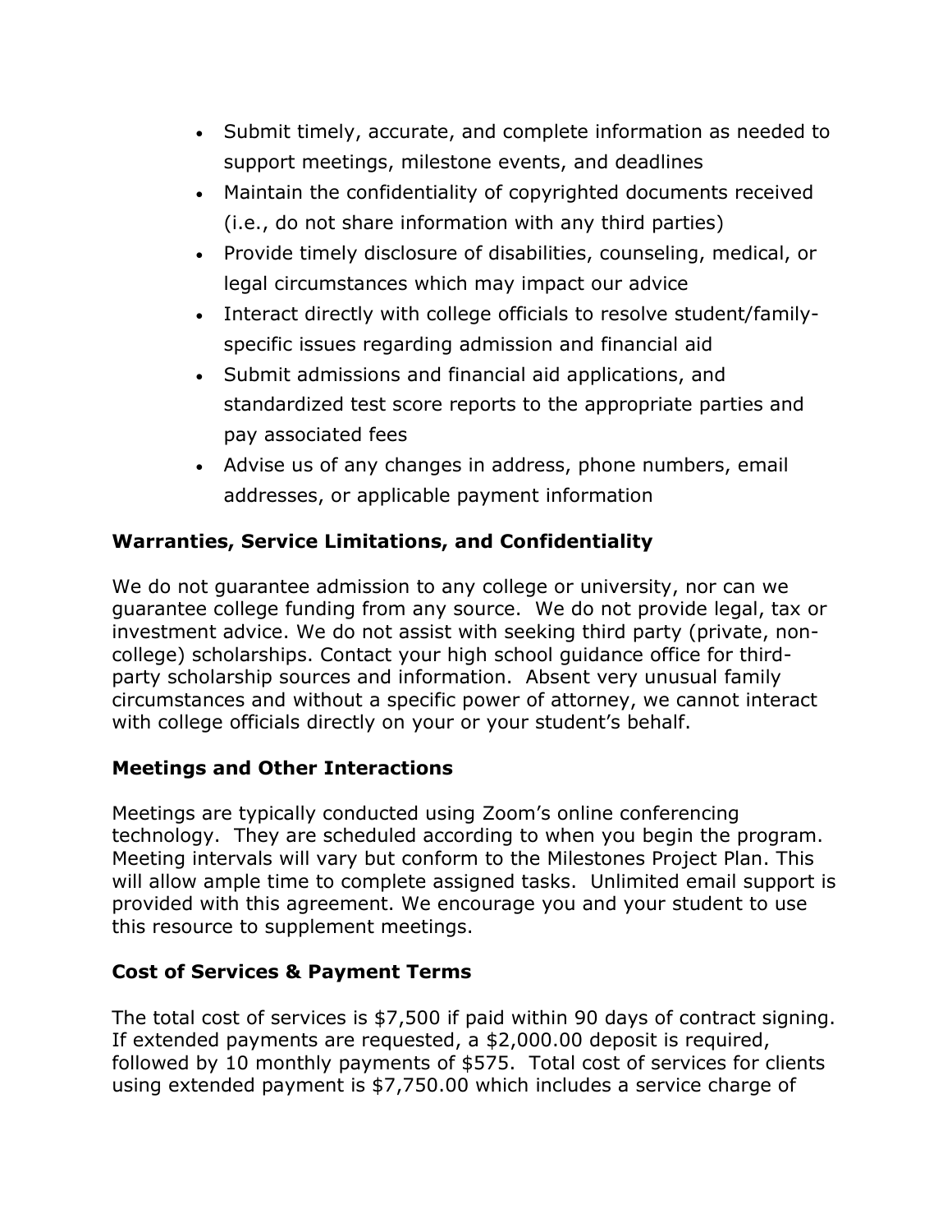- Submit timely, accurate, and complete information as needed to support meetings, milestone events, and deadlines
- Maintain the confidentiality of copyrighted documents received (i.e., do not share information with any third parties)
- Provide timely disclosure of disabilities, counseling, medical, or legal circumstances which may impact our advice
- Interact directly with college officials to resolve student/family-specific issues regarding admission and financial aid
- Submit admissions and financial aid applications, and standardized test score reports to the appropriate parties and pay associated fees
- Advise us of any changes in address, phone numbers, email addresses, or applicable payment information

## Warranties, Service Limitations, and Confidentiality

We do not guarantee admission to any college or university, nor can we guarantee college funding from any source. We do not provide legal, tax or investment advice. We do not assist with seeking third party (private, non-college) scholarships. Contact your high school guidance office for third-party scholarship sources and information. Absent very unusual family circumstances and without a specific power of attorney, we cannot interact with college officials directly on your or your student's behalf.

## Meetings and Other Interactions

Meetings are typically conducted using Zoom's online conferencing technology. They are scheduled according to when you begin the program. Meeting intervals will vary but conform to the Milestones Project Plan. This will allow ample time to complete assigned tasks. Unlimited email support is provided with this agreement. We encourage you and your student to use this resource to supplement meetings.

## Cost of Services & Payment Terms

The total cost of services is $7,500 if paid within 90 days of contract signing. If extended payments are requested, a $2,000.00 deposit is required, followed by 10 monthly payments of $575. Total cost of services for clients using extended payment is $7,750.00 which includes a service charge of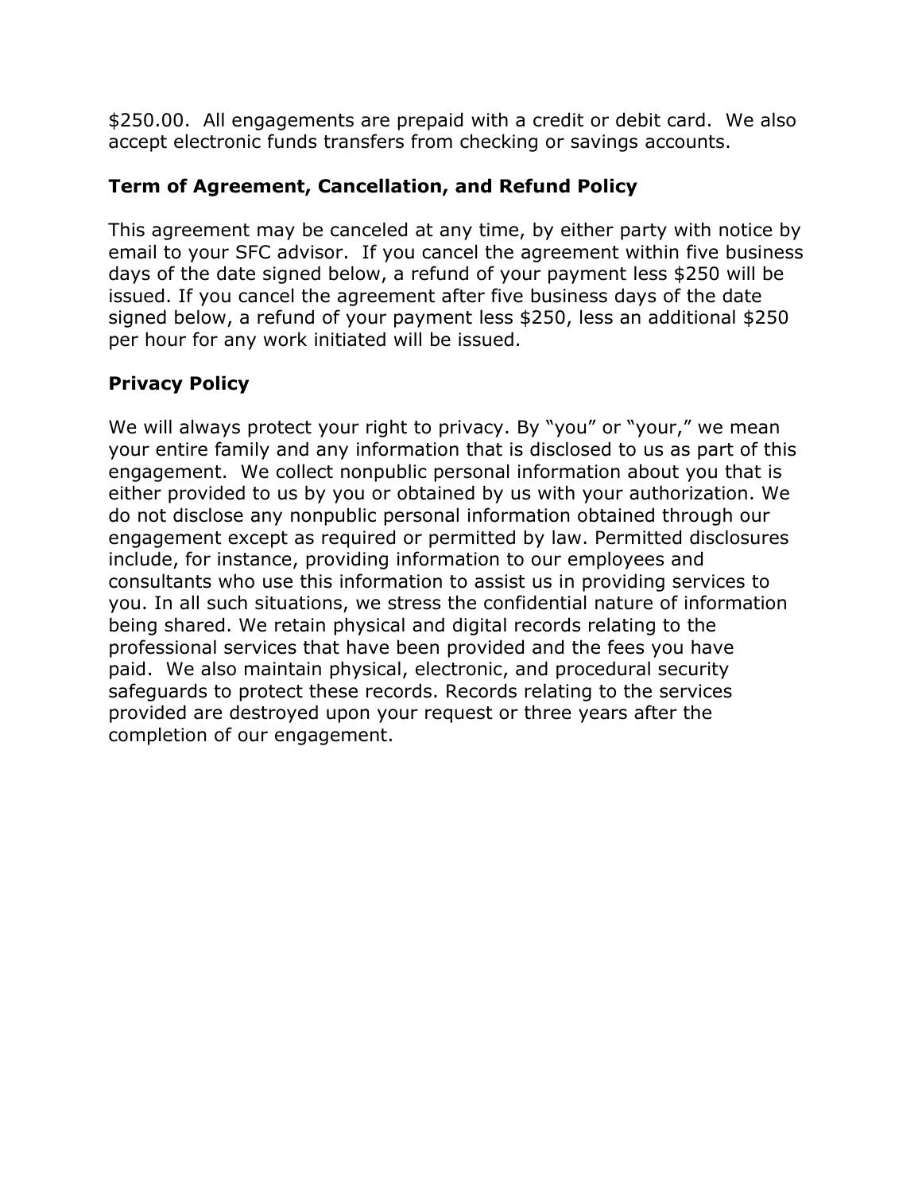$250.00. All engagements are prepaid with a credit or debit card. We also accept electronic funds transfers from checking or savings accounts.

## Term of Agreement, Cancellation, and Refund Policy

This agreement may be canceled at any time, by either party with notice by email to your SFC advisor. If you cancel the agreement within five business days of the date signed below, a refund of your payment less $250 will be issued. If you cancel the agreement after five business days of the date signed below, a refund of your payment less $250, less an additional $250 per hour for any work initiated will be issued.

## Privacy Policy

We will always protect your right to privacy. By "you" or "your," we mean your entire family and any information that is disclosed to us as part of this engagement. We collect nonpublic personal information about you that is either provided to us by you or obtained by us with your authorization. We do not disclose any nonpublic personal information obtained through our engagement except as required or permitted by law. Permitted disclosures include, for instance, providing information to our employees and consultants who use this information to assist us in providing services to you. In all such situations, we stress the confidential nature of information being shared. We retain physical and digital records relating to the professional services that have been provided and the fees you have paid. We also maintain physical, electronic, and procedural security safeguards to protect these records. Records relating to the services provided are destroyed upon your request or three years after the completion of our engagement.